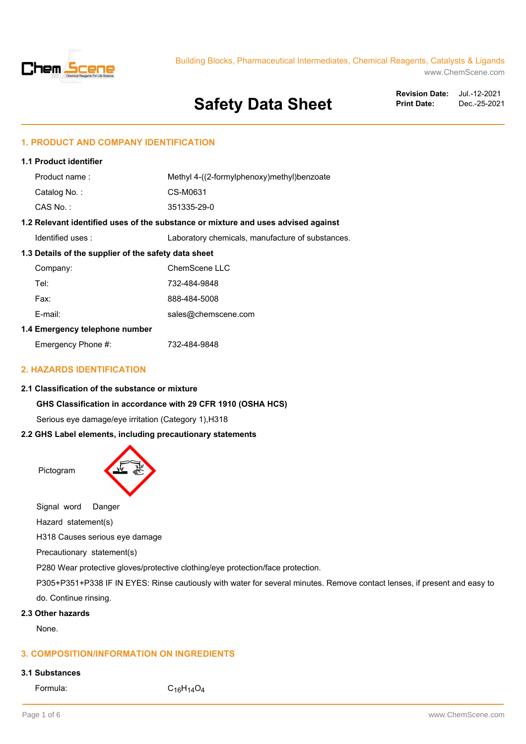Building Blocks, Pharmaceutical Intermediates, Chemical Reagents, Catalysts & Ligands
www.ChemScene.com

# Safety Data Sheet

**Revision Date:** Jul.-12-2021
**Print Date:** Dec.-25-2021

## 1. PRODUCT AND COMPANY IDENTIFICATION

### 1.1 Product identifier

| | |
|---|---|
| Product name : | Methyl 4-((2-formylphenoxy)methyl)benzoate |
| Catalog No. : | CS-M0631 |
| CAS No. : | 351335-29-0 |

### 1.2 Relevant identified uses of the substance or mixture and uses advised against

| | |
|---|---|
| Identified uses : | Laboratory chemicals, manufacture of substances. |

### 1.3 Details of the supplier of the safety data sheet

| | |
|---|---|
| Company: | ChemScene LLC |
| Tel: | 732-484-9848 |
| Fax: | 888-484-5008 |
| E-mail: | sales@chemscene.com |

### 1.4 Emergency telephone number

| | |
|---|---|
| Emergency Phone #: | 732-484-9848 |

## 2. HAZARDS IDENTIFICATION

### 2.1 Classification of the substance or mixture

**GHS Classification in accordance with 29 CFR 1910 (OSHA HCS)**

Serious eye damage/eye irritation (Category 1),H318

### 2.2 GHS Label elements, including precautionary statements

Pictogram

Signal word Danger

Hazard statement(s)

H318 Causes serious eye damage

Precautionary statement(s)

P280 Wear protective gloves/protective clothing/eye protection/face protection.

P305+P351+P338 IF IN EYES: Rinse cautiously with water for several minutes. Remove contact lenses, if present and easy to do. Continue rinsing.

### 2.3 Other hazards

None.

## 3. COMPOSITION/INFORMATION ON INGREDIENTS

### 3.1 Substances

| | |
|---|---|
| Formula: | $C_{16}H_{14}O_4$ |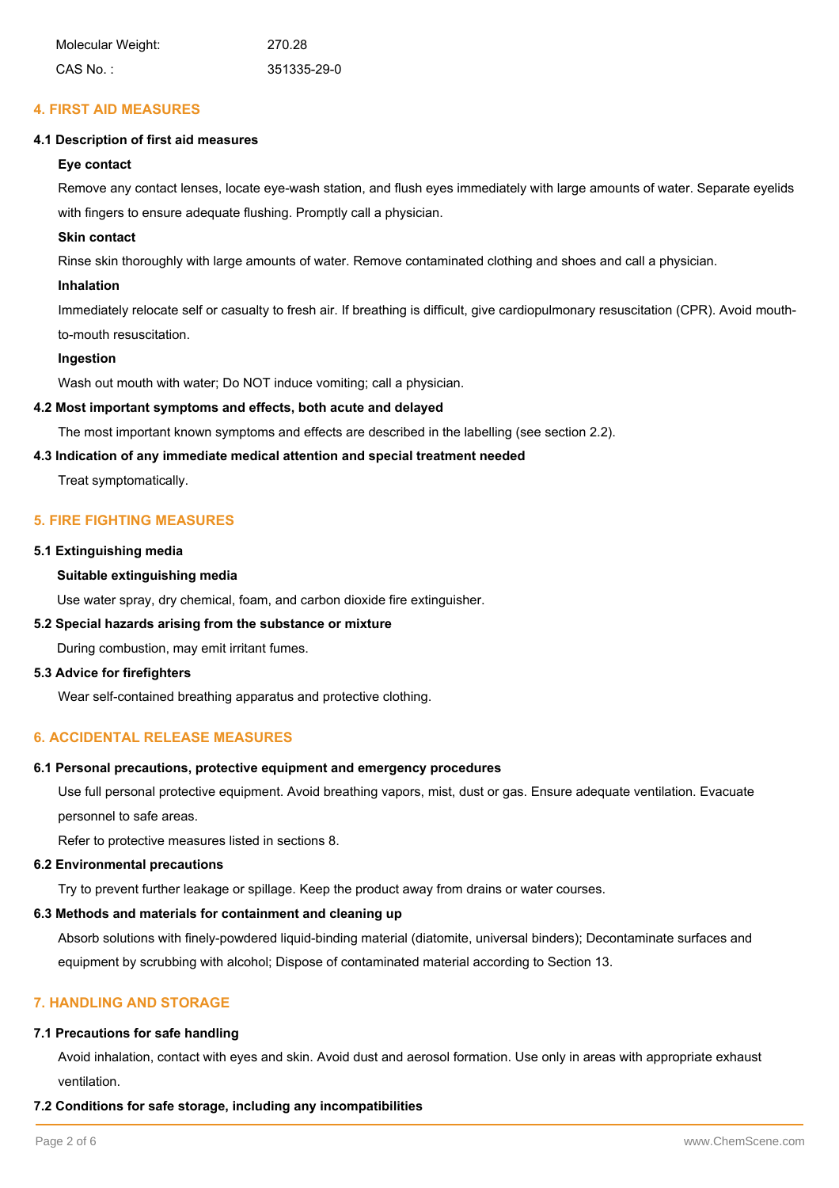| | |
|---|---|
| Molecular Weight: | 270.28 |
| CAS No. : | 351335-29-0 |

## 4. FIRST AID MEASURES

### 4.1 Description of first aid measures

**Eye contact**

Remove any contact lenses, locate eye-wash station, and flush eyes immediately with large amounts of water. Separate eyelids with fingers to ensure adequate flushing. Promptly call a physician.

**Skin contact**

Rinse skin thoroughly with large amounts of water. Remove contaminated clothing and shoes and call a physician.

**Inhalation**

Immediately relocate self or casualty to fresh air. If breathing is difficult, give cardiopulmonary resuscitation (CPR). Avoid mouth-to-mouth resuscitation.

**Ingestion**

Wash out mouth with water; Do NOT induce vomiting; call a physician.

### 4.2 Most important symptoms and effects, both acute and delayed

The most important known symptoms and effects are described in the labelling (see section 2.2).

### 4.3 Indication of any immediate medical attention and special treatment needed

Treat symptomatically.

## 5. FIRE FIGHTING MEASURES

### 5.1 Extinguishing media

**Suitable extinguishing media**

Use water spray, dry chemical, foam, and carbon dioxide fire extinguisher.

### 5.2 Special hazards arising from the substance or mixture

During combustion, may emit irritant fumes.

### 5.3 Advice for firefighters

Wear self-contained breathing apparatus and protective clothing.

## 6. ACCIDENTAL RELEASE MEASURES

### 6.1 Personal precautions, protective equipment and emergency procedures

Use full personal protective equipment. Avoid breathing vapors, mist, dust or gas. Ensure adequate ventilation. Evacuate personnel to safe areas.

Refer to protective measures listed in sections 8.

### 6.2 Environmental precautions

Try to prevent further leakage or spillage. Keep the product away from drains or water courses.

### 6.3 Methods and materials for containment and cleaning up

Absorb solutions with finely-powdered liquid-binding material (diatomite, universal binders); Decontaminate surfaces and equipment by scrubbing with alcohol; Dispose of contaminated material according to Section 13.

## 7. HANDLING AND STORAGE

### 7.1 Precautions for safe handling

Avoid inhalation, contact with eyes and skin. Avoid dust and aerosol formation. Use only in areas with appropriate exhaust ventilation.

### 7.2 Conditions for safe storage, including any incompatibilities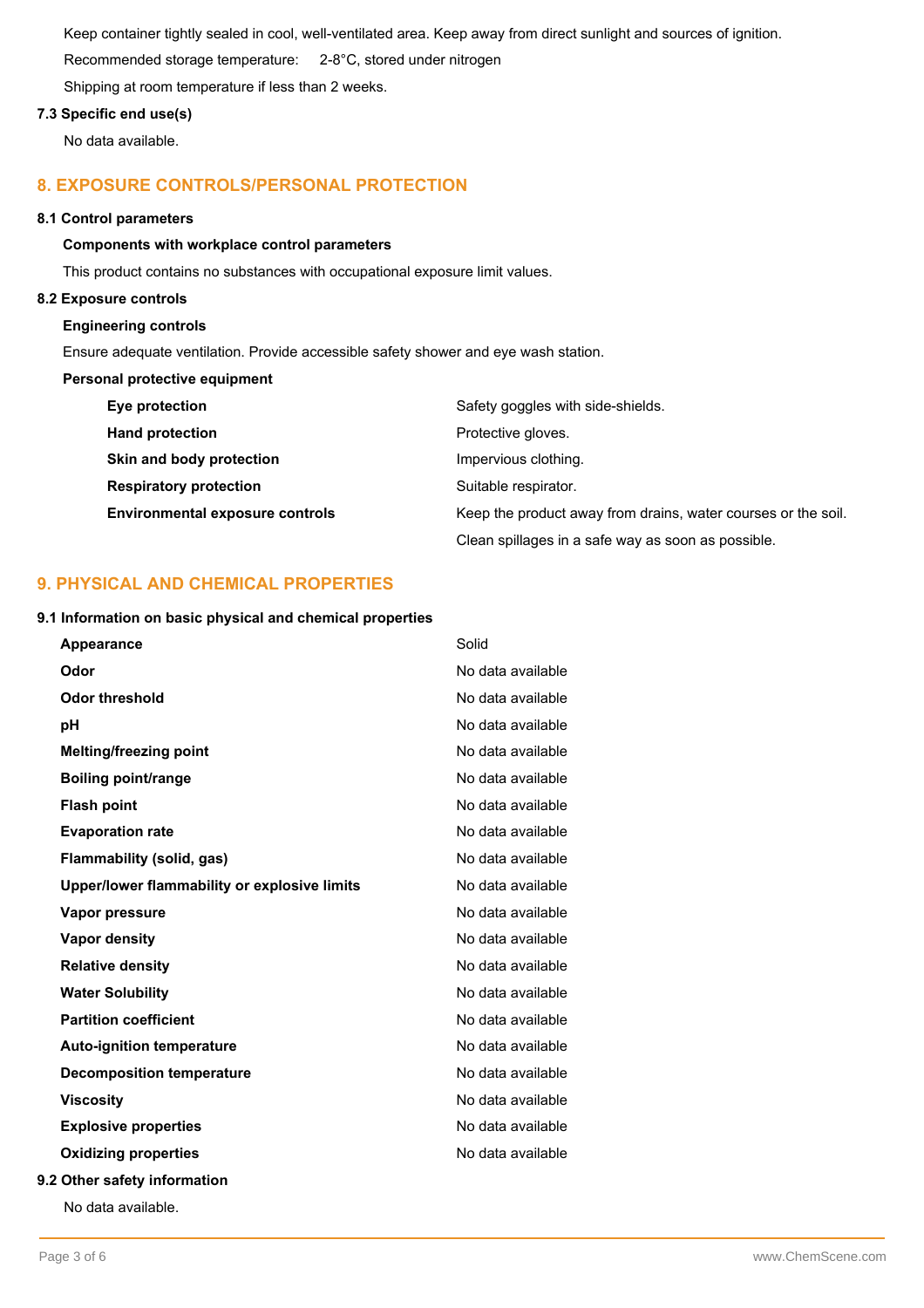Keep container tightly sealed in cool, well-ventilated area. Keep away from direct sunlight and sources of ignition.

Recommended storage temperature: 2-8°C, stored under nitrogen

Shipping at room temperature if less than 2 weeks.

**7.3 Specific end use(s)**

No data available.

## 8. EXPOSURE CONTROLS/PERSONAL PROTECTION

**8.1 Control parameters**

**Components with workplace control parameters**

This product contains no substances with occupational exposure limit values.

**8.2 Exposure controls**

**Engineering controls**

Ensure adequate ventilation. Provide accessible safety shower and eye wash station.

**Personal protective equipment**

| | |
|---|---|
| **Eye protection** | Safety goggles with side-shields. |
| **Hand protection** | Protective gloves. |
| **Skin and body protection** | Impervious clothing. |
| **Respiratory protection** | Suitable respirator. |
| **Environmental exposure controls** | Keep the product away from drains, water courses or the soil. Clean spillages in a safe way as soon as possible. |

## 9. PHYSICAL AND CHEMICAL PROPERTIES

**9.1 Information on basic physical and chemical properties**

| | |
|---|---|
| **Appearance** | Solid |
| **Odor** | No data available |
| **Odor threshold** | No data available |
| **pH** | No data available |
| **Melting/freezing point** | No data available |
| **Boiling point/range** | No data available |
| **Flash point** | No data available |
| **Evaporation rate** | No data available |
| **Flammability (solid, gas)** | No data available |
| **Upper/lower flammability or explosive limits** | No data available |
| **Vapor pressure** | No data available |
| **Vapor density** | No data available |
| **Relative density** | No data available |
| **Water Solubility** | No data available |
| **Partition coefficient** | No data available |
| **Auto-ignition temperature** | No data available |
| **Decomposition temperature** | No data available |
| **Viscosity** | No data available |
| **Explosive properties** | No data available |
| **Oxidizing properties** | No data available |

**9.2 Other safety information**

No data available.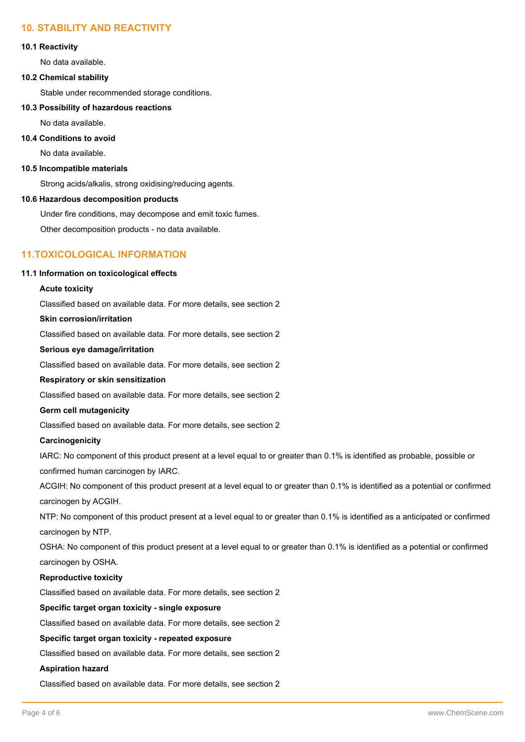## 10. STABILITY AND REACTIVITY

### 10.1 Reactivity

No data available.

### 10.2 Chemical stability

Stable under recommended storage conditions.

### 10.3 Possibility of hazardous reactions

No data available.

### 10.4 Conditions to avoid

No data available.

### 10.5 Incompatible materials

Strong acids/alkalis, strong oxidising/reducing agents.

### 10.6 Hazardous decomposition products

Under fire conditions, may decompose and emit toxic fumes.

Other decomposition products - no data available.

## 11.TOXICOLOGICAL INFORMATION

### 11.1 Information on toxicological effects

**Acute toxicity**

Classified based on available data. For more details, see section 2

**Skin corrosion/irritation**

Classified based on available data. For more details, see section 2

**Serious eye damage/irritation**

Classified based on available data. For more details, see section 2

**Respiratory or skin sensitization**

Classified based on available data. For more details, see section 2

**Germ cell mutagenicity**

Classified based on available data. For more details, see section 2

**Carcinogenicity**

IARC: No component of this product present at a level equal to or greater than 0.1% is identified as probable, possible or confirmed human carcinogen by IARC.

ACGIH: No component of this product present at a level equal to or greater than 0.1% is identified as a potential or confirmed carcinogen by ACGIH.

NTP: No component of this product present at a level equal to or greater than 0.1% is identified as a anticipated or confirmed carcinogen by NTP.

OSHA: No component of this product present at a level equal to or greater than 0.1% is identified as a potential or confirmed carcinogen by OSHA.

**Reproductive toxicity**

Classified based on available data. For more details, see section 2

**Specific target organ toxicity - single exposure**

Classified based on available data. For more details, see section 2

**Specific target organ toxicity - repeated exposure**

Classified based on available data. For more details, see section 2

**Aspiration hazard**

Classified based on available data. For more details, see section 2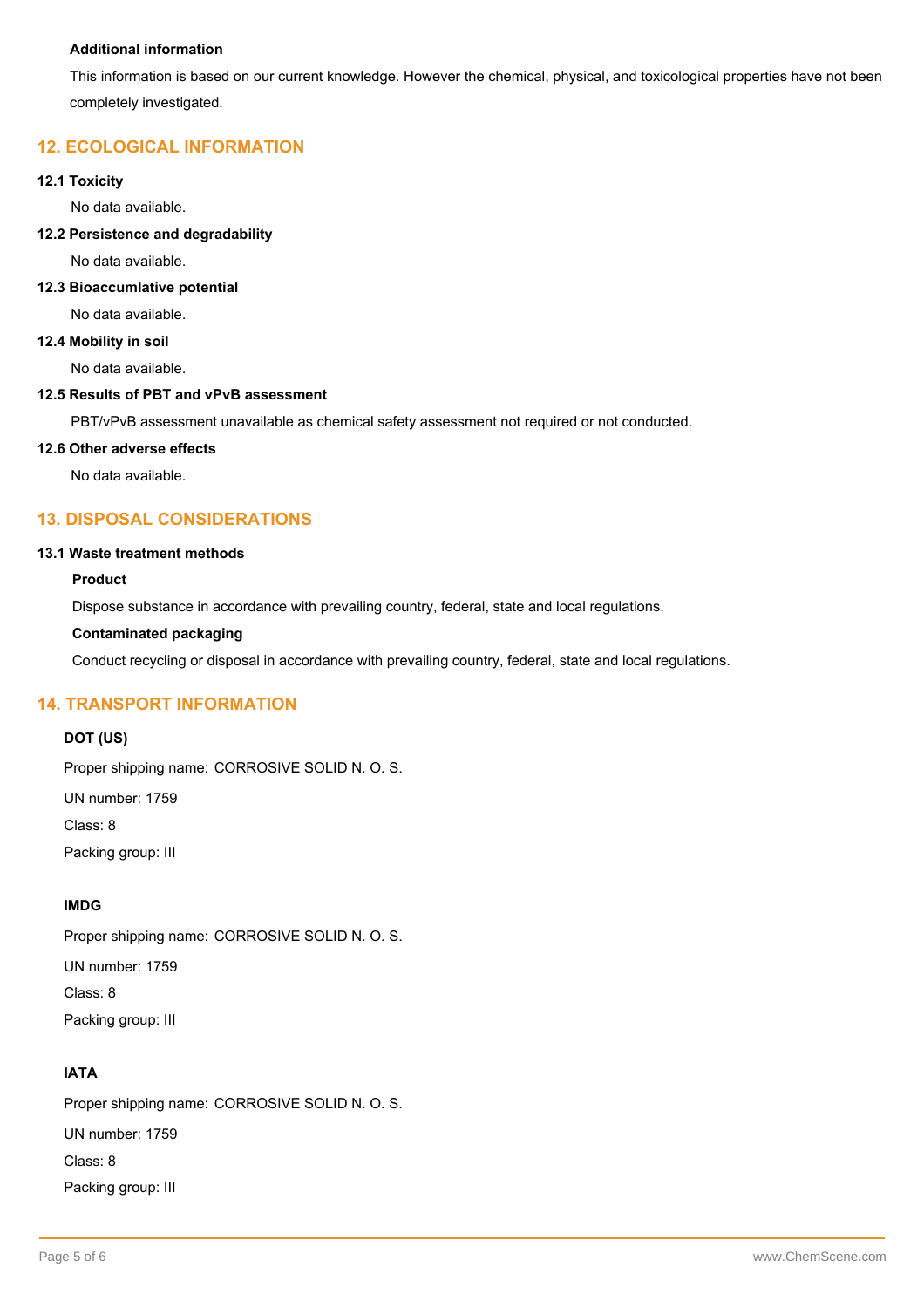**Additional information**

This information is based on our current knowledge. However the chemical, physical, and toxicological properties have not been completely investigated.

## 12. ECOLOGICAL INFORMATION

**12.1 Toxicity**

No data available.

**12.2 Persistence and degradability**

No data available.

**12.3 Bioaccumlative potential**

No data available.

**12.4 Mobility in soil**

No data available.

**12.5 Results of PBT and vPvB assessment**

PBT/vPvB assessment unavailable as chemical safety assessment not required or not conducted.

**12.6 Other adverse effects**

No data available.

## 13. DISPOSAL CONSIDERATIONS

**13.1 Waste treatment methods**

**Product**

Dispose substance in accordance with prevailing country, federal, state and local regulations.

**Contaminated packaging**

Conduct recycling or disposal in accordance with prevailing country, federal, state and local regulations.

## 14. TRANSPORT INFORMATION

**DOT (US)**

Proper shipping name: CORROSIVE SOLID N. O. S.

UN number: 1759

Class: 8

Packing group: III

**IMDG**

Proper shipping name: CORROSIVE SOLID N. O. S.

UN number: 1759

Class: 8

Packing group: III

**IATA**

Proper shipping name: CORROSIVE SOLID N. O. S.

UN number: 1759

Class: 8

Packing group: III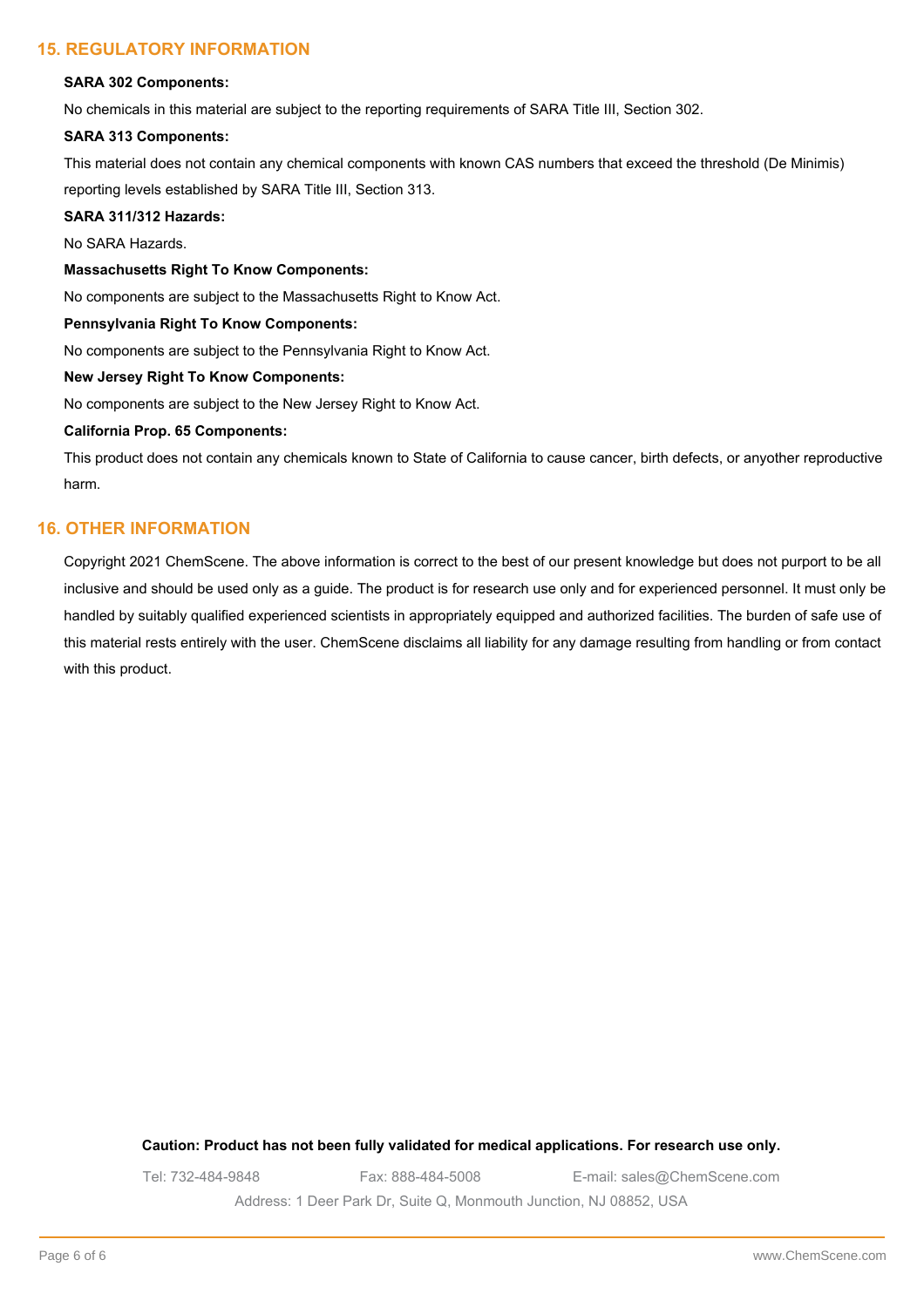## 15. REGULATORY INFORMATION

**SARA 302 Components:**

No chemicals in this material are subject to the reporting requirements of SARA Title III, Section 302.

**SARA 313 Components:**

This material does not contain any chemical components with known CAS numbers that exceed the threshold (De Minimis) reporting levels established by SARA Title III, Section 313.

**SARA 311/312 Hazards:**

No SARA Hazards.

**Massachusetts Right To Know Components:**

No components are subject to the Massachusetts Right to Know Act.

**Pennsylvania Right To Know Components:**

No components are subject to the Pennsylvania Right to Know Act.

**New Jersey Right To Know Components:**

No components are subject to the New Jersey Right to Know Act.

**California Prop. 65 Components:**

This product does not contain any chemicals known to State of California to cause cancer, birth defects, or anyother reproductive harm.

## 16. OTHER INFORMATION

Copyright 2021 ChemScene. The above information is correct to the best of our present knowledge but does not purport to be all inclusive and should be used only as a guide. The product is for research use only and for experienced personnel. It must only be handled by suitably qualified experienced scientists in appropriately equipped and authorized facilities. The burden of safe use of this material rests entirely with the user. ChemScene disclaims all liability for any damage resulting from handling or from contact with this product.

**Caution: Product has not been fully validated for medical applications. For research use only.**

Tel: 732-484-9848 Fax: 888-484-5008 E-mail: sales@ChemScene.com

Address: 1 Deer Park Dr, Suite Q, Monmouth Junction, NJ 08852, USA